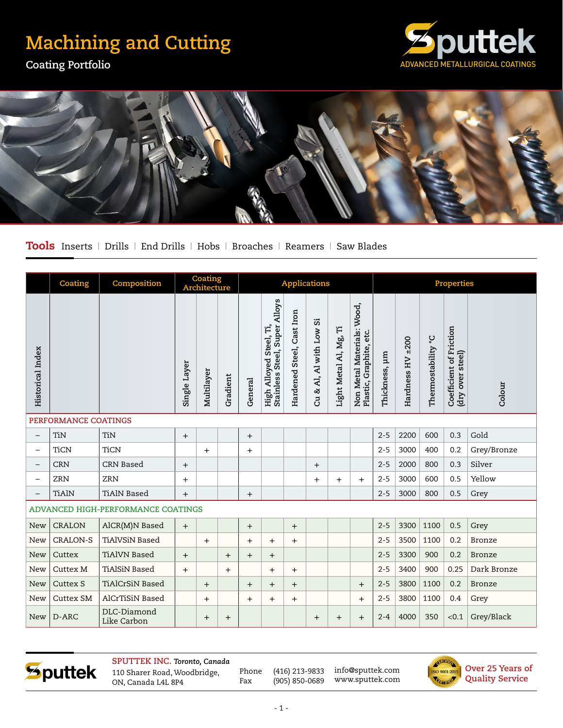# Machining and Cutting

## Coating Portfolio

**Sputtek** ADVANCED METALLURGICAL COATINGS

**Tools** Inserts | Drills | End Drills | Hobs | Broaches | Reamers | Saw Blades

| | Coating | Composition | Coating Architecture | | | Applications | | | | | | Properties | | | | |
|---|---|---|---|---|---|---|---|---|---|---|---|---|---|---|---|---|
| Historical Index | | | Single Layer | Multilayer | Gradient | General | High Alloyed Steel, Ti, Stainless Steel, Super Alloys | Hardened Steel, Cast Iron | Cu & Al, Al with Low Si | Light Metal Al, Mg, Ti | Non Metal Materials: Wood, Plastic, Graphite, etc. | Thickness, µm | Hardness HV ±200 | Thermostability °C | Coefficient of Friction (dry over steel) | Colour |
| PERFORMANCE COATINGS | | | | | | | | | | | | | | | | |
| – | TiN | TiN | + | | | + | | | | | | 2-5 | 2200 | 600 | 0.3 | Gold |
| – | TiCN | TiCN | | + | | + | | | | | | 2-5 | 3000 | 400 | 0.2 | Grey/Bronze |
| – | CRN | CRN Based | + | | | | | | + | | | 2-5 | 2000 | 800 | 0.3 | Silver |
| – | ZRN | ZRN | + | | | | | | + | + | + | 2-5 | 3000 | 600 | 0.5 | Yellow |
| – | TiAlN | TiAlN Based | + | | | + | | | | | | 2-5 | 3000 | 800 | 0.5 | Grey |
| ADVANCED HIGH-PERFORMANCE COATINGS | | | | | | | | | | | | | | | | |
| New | CRALON | AlCR(M)N Based | + | | | + | | + | | | | 2-5 | 3300 | 1100 | 0.5 | Grey |
| New | CRALON-S | TiAlVSiN Based | | + | | + | + | + | | | | 2-5 | 3500 | 1100 | 0.2 | Bronze |
| New | Cuttex | TiAlVN Based | + | | + | + | + | | | | | 2-5 | 3300 | 900 | 0.2 | Bronze |
| New | Cuttex M | TiAlSiN Based | + | | + | | + | + | | | | 2-5 | 3400 | 900 | 0.25 | Dark Bronze |
| New | Cuttex S | TiAlCrSiN Based | | + | | + | + | + | | | + | 2-5 | 3800 | 1100 | 0.2 | Bronze |
| New | Cuttex SM | AlCrTiSiN Based | | + | | + | + | + | | | + | 2-5 | 3800 | 1100 | 0.4 | Grey |
| New | D-ARC | DLC-Diamond Like Carbon | | + | + | | | | + | + | + | 2-4 | 4000 | 350 | <0.1 | Grey/Black |

**SPUTTEK INC.** *Toronto, Canada*
110 Sharer Road, Woodbridge, ON, Canada L4L 8P4

Phone (416) 213-9833
Fax (905) 850-0689

info@sputtek.com
www.sputtek.com

ISO 9001:2015 CERTIFIED

**Over 25 Years of Quality Service**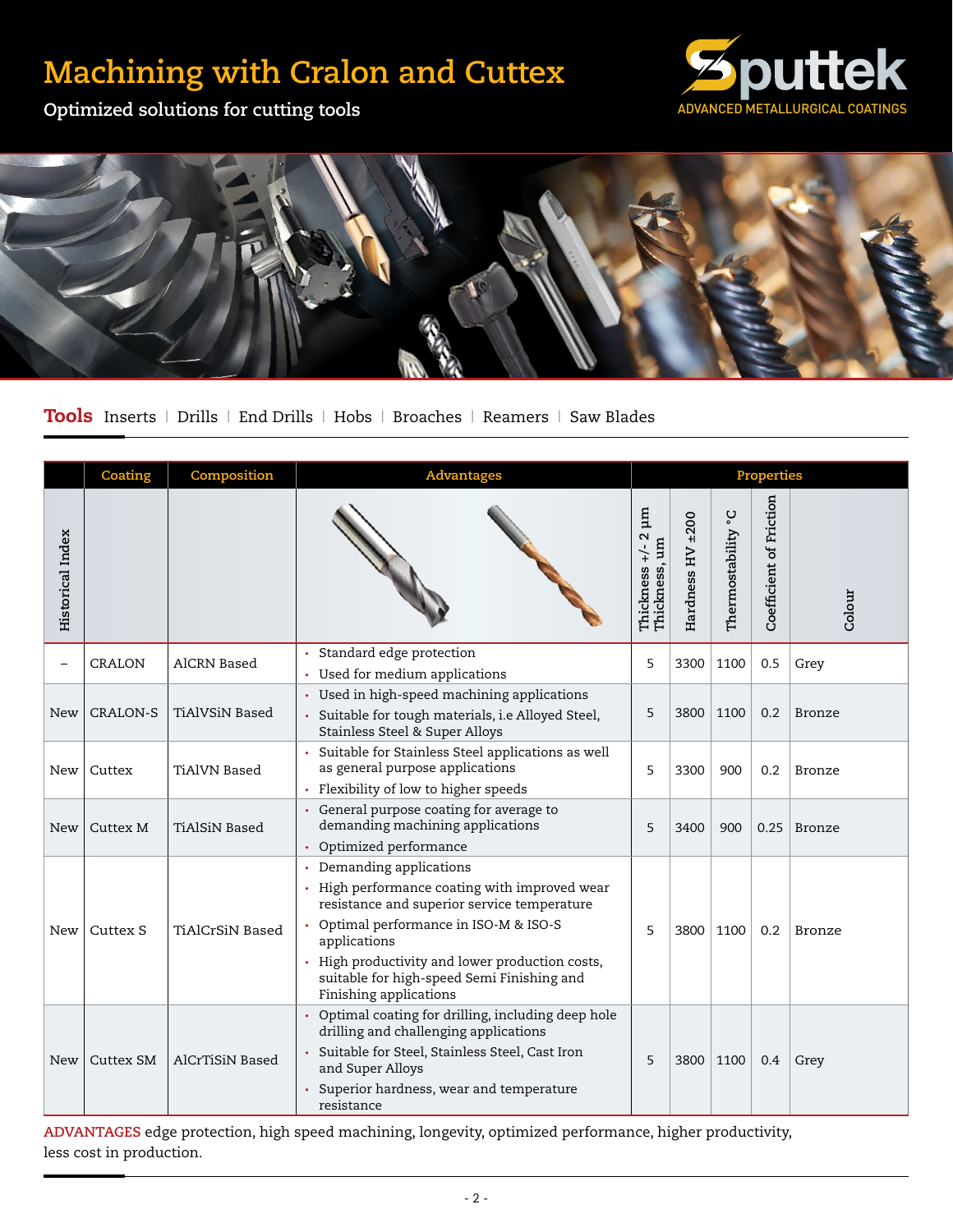# Machining with Cralon and Cuttex

Optimized solutions for cutting tools

Sputtek
ADVANCED METALLURGICAL COATINGS

**Tools** Inserts | Drills | End Drills | Hobs | Broaches | Reamers | Saw Blades

| Historical Index | Coating | Composition | Advantages | Properties | | | | |
|---|---|---|---|---|---|---|---|---|
| | | | | Thickness +/- 2 µm Thickness, um | Hardness HV ±200 | Thermostability °C | Coefficient of Friction | Colour |
| – | CRALON | AlCRN Based | • Standard edge protection<br>• Used for medium applications | 5 | 3300 | 1100 | 0.5 | Grey |
| New | CRALON-S | TiAlVSiN Based | • Used in high-speed machining applications<br>• Suitable for tough materials, i.e Alloyed Steel, Stainless Steel & Super Alloys | 5 | 3800 | 1100 | 0.2 | Bronze |
| New | Cuttex | TiAlVN Based | • Suitable for Stainless Steel applications as well as general purpose applications<br>• Flexibility of low to higher speeds | 5 | 3300 | 900 | 0.2 | Bronze |
| New | Cuttex M | TiAlSiN Based | • General purpose coating for average to demanding machining applications<br>• Optimized performance | 5 | 3400 | 900 | 0.25 | Bronze |
| New | Cuttex S | TiAlCrSiN Based | • Demanding applications<br>• High performance coating with improved wear resistance and superior service temperature<br>• Optimal performance in ISO-M & ISO-S applications<br>• High productivity and lower production costs, suitable for high-speed Semi Finishing and Finishing applications | 5 | 3800 | 1100 | 0.2 | Bronze |
| New | Cuttex SM | AlCrTiSiN Based | • Optimal coating for drilling, including deep hole drilling and challenging applications<br>• Suitable for Steel, Stainless Steel, Cast Iron and Super Alloys<br>• Superior hardness, wear and temperature resistance | 5 | 3800 | 1100 | 0.4 | Grey |

**ADVANTAGES** edge protection, high speed machining, longevity, optimized performance, higher productivity, less cost in production.